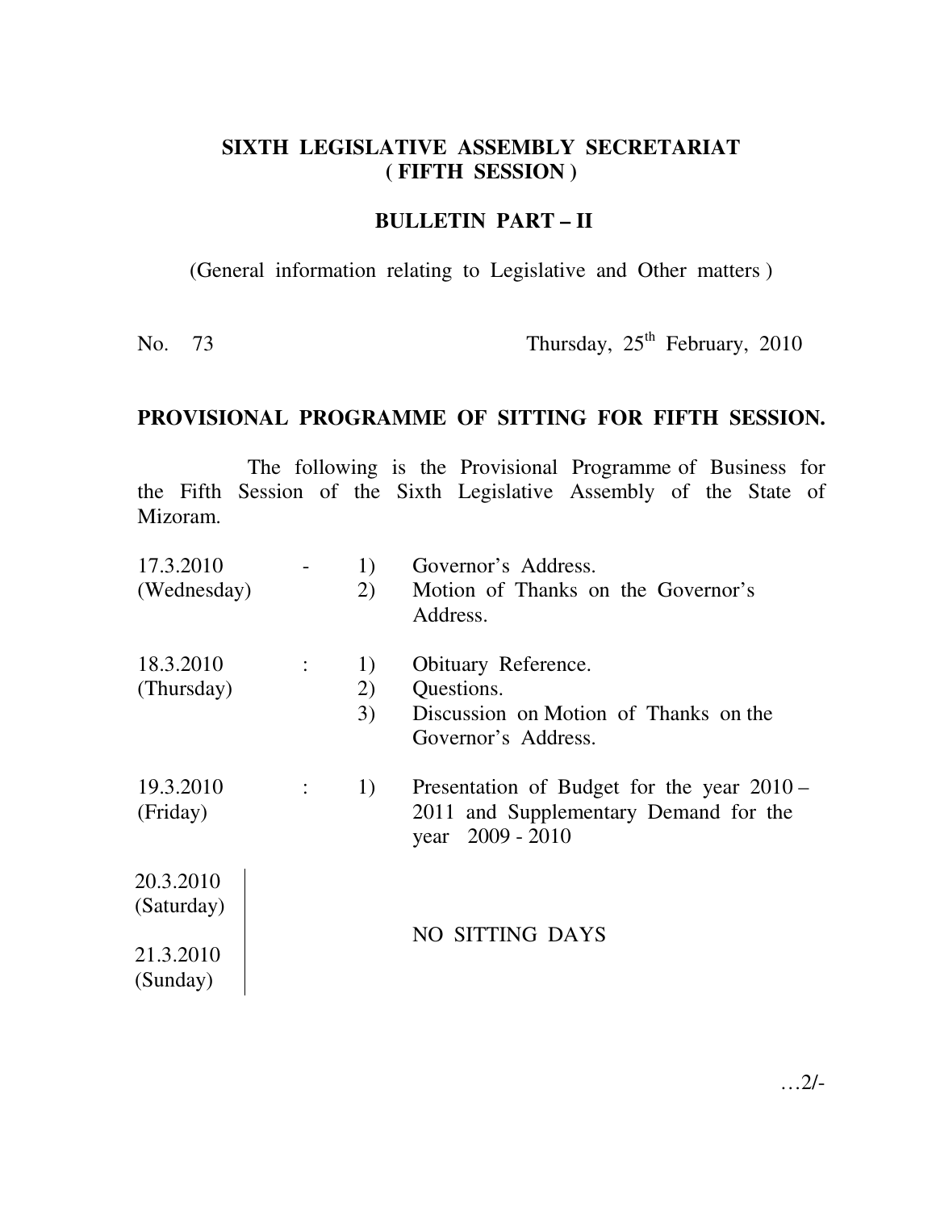**SIXTH LEGISLATIVE ASSEMBLY SECRETARIAT**
**( FIFTH SESSION )**

**BULLETIN PART – II**

(General information relating to Legislative and Other matters )

No. 73 Thursday, 25th February, 2010

## PROVISIONAL PROGRAMME OF SITTING FOR FIFTH SESSION.

The following is the Provisional Programme of Business for the Fifth Session of the Sixth Legislative Assembly of the State of Mizoram.

| Date | | | Business |
|---|---|---|---|
| 17.3.2010 (Wednesday) | - | 1) | Governor's Address. |
| | | 2) | Motion of Thanks on the Governor's Address. |
| 18.3.2010 (Thursday) | : | 1) | Obituary Reference. |
| | | 2) | Questions. |
| | | 3) | Discussion on Motion of Thanks on the Governor's Address. |
| 19.3.2010 (Friday) | : | 1) | Presentation of Budget for the year 2010 – 2011 and Supplementary Demand for the year 2009 - 2010 |
| 20.3.2010 (Saturday) | | | NO SITTING DAYS |
| 21.3.2010 (Sunday) | | | |

…2/-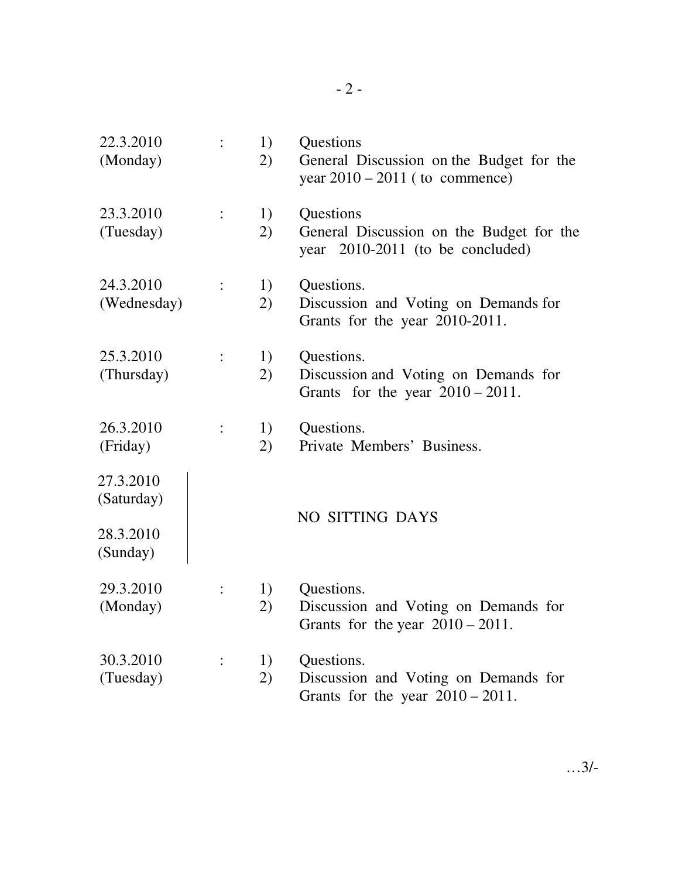| Date | | | Business |
|---|---|---|---|
| 22.3.2010 (Monday) | : | 1) | Questions |
| | | 2) | General Discussion on the Budget for the year 2010 – 2011 ( to commence) |
| 23.3.2010 (Tuesday) | : | 1) | Questions |
| | | 2) | General Discussion on the Budget for the year 2010-2011 (to be concluded) |
| 24.3.2010 (Wednesday) | : | 1) | Questions. |
| | | 2) | Discussion and Voting on Demands for Grants for the year 2010-2011. |
| 25.3.2010 (Thursday) | : | 1) | Questions. |
| | | 2) | Discussion and Voting on Demands for Grants for the year 2010 – 2011. |
| 26.3.2010 (Friday) | : | 1) | Questions. |
| | | 2) | Private Members' Business. |
| 27.3.2010 (Saturday) | | | NO SITTING DAYS |
| 28.3.2010 (Sunday) | | | |
| 29.3.2010 (Monday) | : | 1) | Questions. |
| | | 2) | Discussion and Voting on Demands for Grants for the year 2010 – 2011. |
| 30.3.2010 (Tuesday) | : | 1) | Questions. |
| | | 2) | Discussion and Voting on Demands for Grants for the year 2010 – 2011. |

…3/-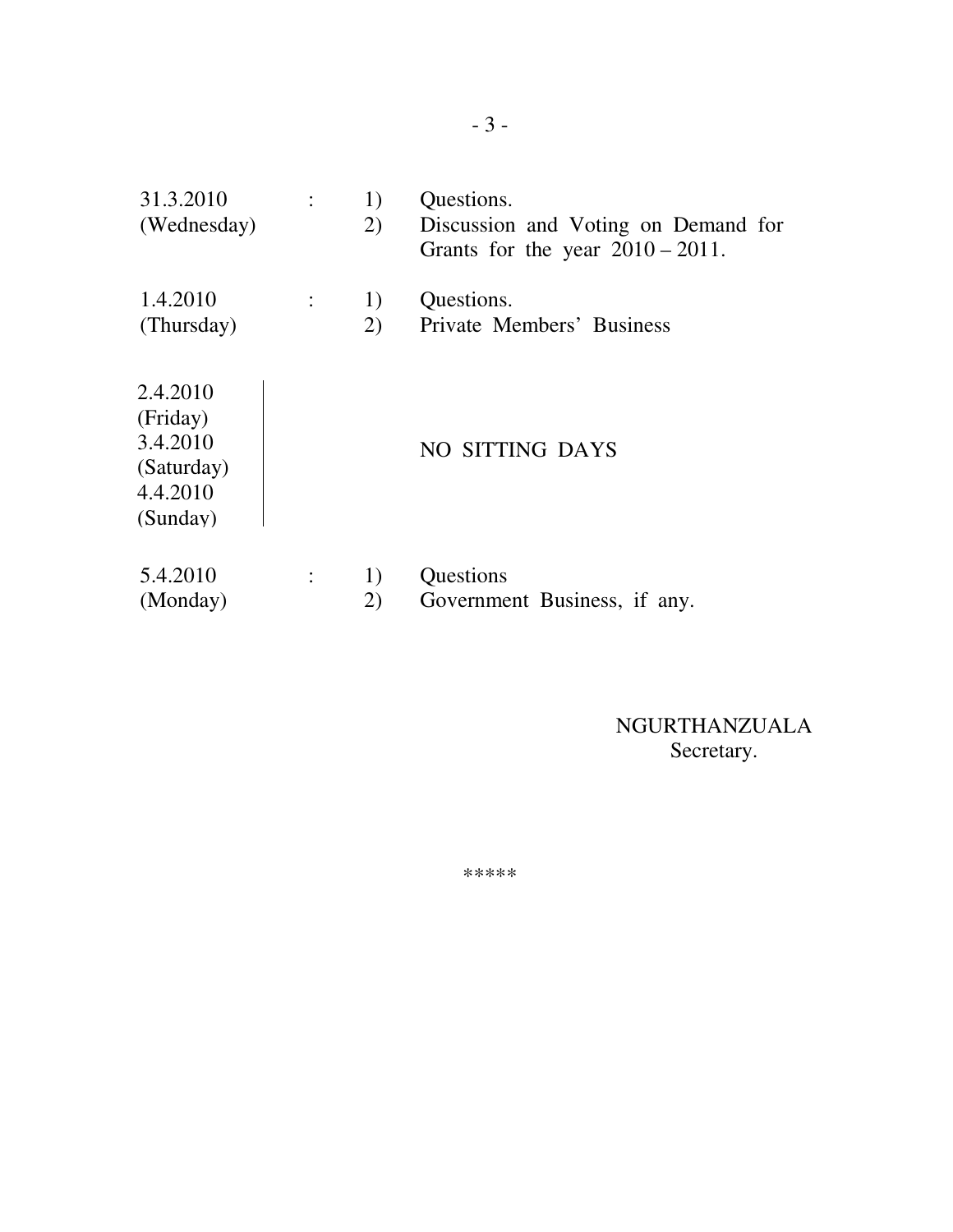| | | | |
|---|---|---|---|
| 31.3.2010 (Wednesday) | : | 1) | Questions. |
| | | 2) | Discussion and Voting on Demand for Grants for the year 2010 – 2011. |
| 1.4.2010 (Thursday) | : | 1) | Questions. |
| | | 2) | Private Members' Business |
| 2.4.2010 (Friday) 3.4.2010 (Saturday) 4.4.2010 (Sunday) | | | NO SITTING DAYS |
| 5.4.2010 (Monday) | : | 1) | Questions |
| | | 2) | Government Business, if any. |

NGURTHANZUALA
Secretary.

*****